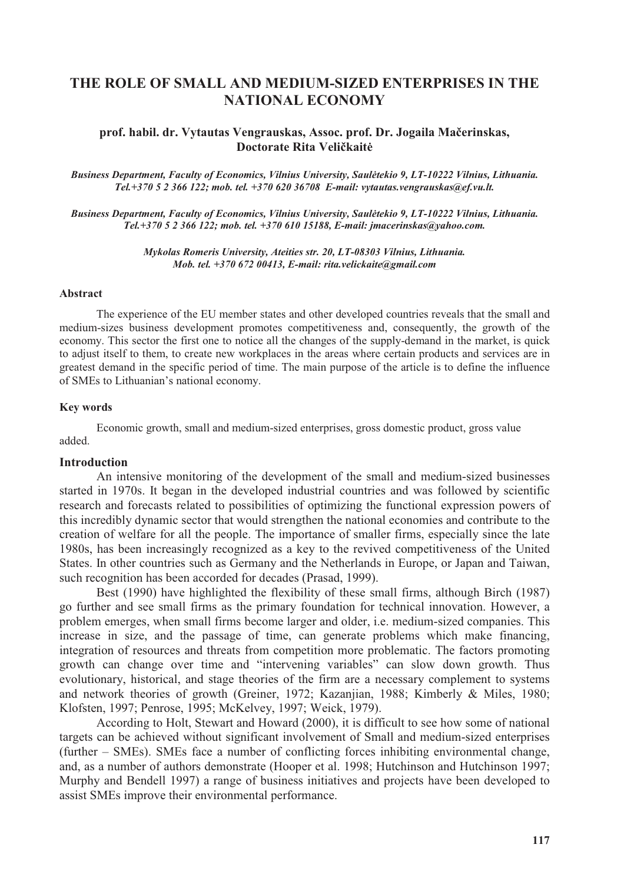# THE ROLE OF SMALL AND MEDIUM-SIZED ENTERPRISES IN THE NATIONAL ECONOMY

**prof. habil. dr. Vytautas Vengrauskas, Assoc. prof. Dr. Jogaila Mačerinskas, Doctorate Rita Veličkaitė**

*Business Department, Faculty of Economics, Vilnius University, Saulėtekio 9, LT-10222 Vilnius, Lithuania. Tel.+370 5 2 366 122; mob. tel. +370 620 36708 E-mail: vytautas.vengrauskas@ef.vu.lt.*

*Business Department, Faculty of Economics, Vilnius University, Saulėtekio 9, LT-10222 Vilnius, Lithuania. Tel.+370 5 2 366 122; mob. tel. +370 610 15188, E-mail: jmacerinskas@yahoo.com.*

*Mykolas Romeris University, Ateities str. 20, LT-08303 Vilnius, Lithuania. Mob. tel. +370 672 00413, E-mail: rita.velickaite@gmail.com*

#### Abstract

The experience of the EU member states and other developed countries reveals that the small and medium-sizes business development promotes competitiveness and, consequently, the growth of the economy. This sector the first one to notice all the changes of the supply-demand in the market, is quick to adjust itself to them, to create new workplaces in the areas where certain products and services are in greatest demand in the specific period of time. The main purpose of the article is to define the influence of SMEs to Lithuanian's national economy.

#### Key words

Economic growth, small and medium-sized enterprises, gross domestic product, gross value added.

## Introduction

An intensive monitoring of the development of the small and medium-sized businesses started in 1970s. It began in the developed industrial countries and was followed by scientific research and forecasts related to possibilities of optimizing the functional expression powers of this incredibly dynamic sector that would strengthen the national economies and contribute to the creation of welfare for all the people. The importance of smaller firms, especially since the late 1980s, has been increasingly recognized as a key to the revived competitiveness of the United States. In other countries such as Germany and the Netherlands in Europe, or Japan and Taiwan, such recognition has been accorded for decades (Prasad, 1999).

Best (1990) have highlighted the flexibility of these small firms, although Birch (1987) go further and see small firms as the primary foundation for technical innovation. However, a problem emerges, when small firms become larger and older, i.e. medium-sized companies. This increase in size, and the passage of time, can generate problems which make financing, integration of resources and threats from competition more problematic. The factors promoting growth can change over time and "intervening variables" can slow down growth. Thus evolutionary, historical, and stage theories of the firm are a necessary complement to systems and network theories of growth (Greiner, 1972; Kazanjian, 1988; Kimberly & Miles, 1980; Klofsten, 1997; Penrose, 1995; McKelvey, 1997; Weick, 1979).

According to Holt, Stewart and Howard (2000), it is difficult to see how some of national targets can be achieved without significant involvement of Small and medium-sized enterprises (further – SMEs). SMEs face a number of conflicting forces inhibiting environmental change, and, as a number of authors demonstrate (Hooper et al. 1998; Hutchinson and Hutchinson 1997; Murphy and Bendell 1997) a range of business initiatives and projects have been developed to assist SMEs improve their environmental performance.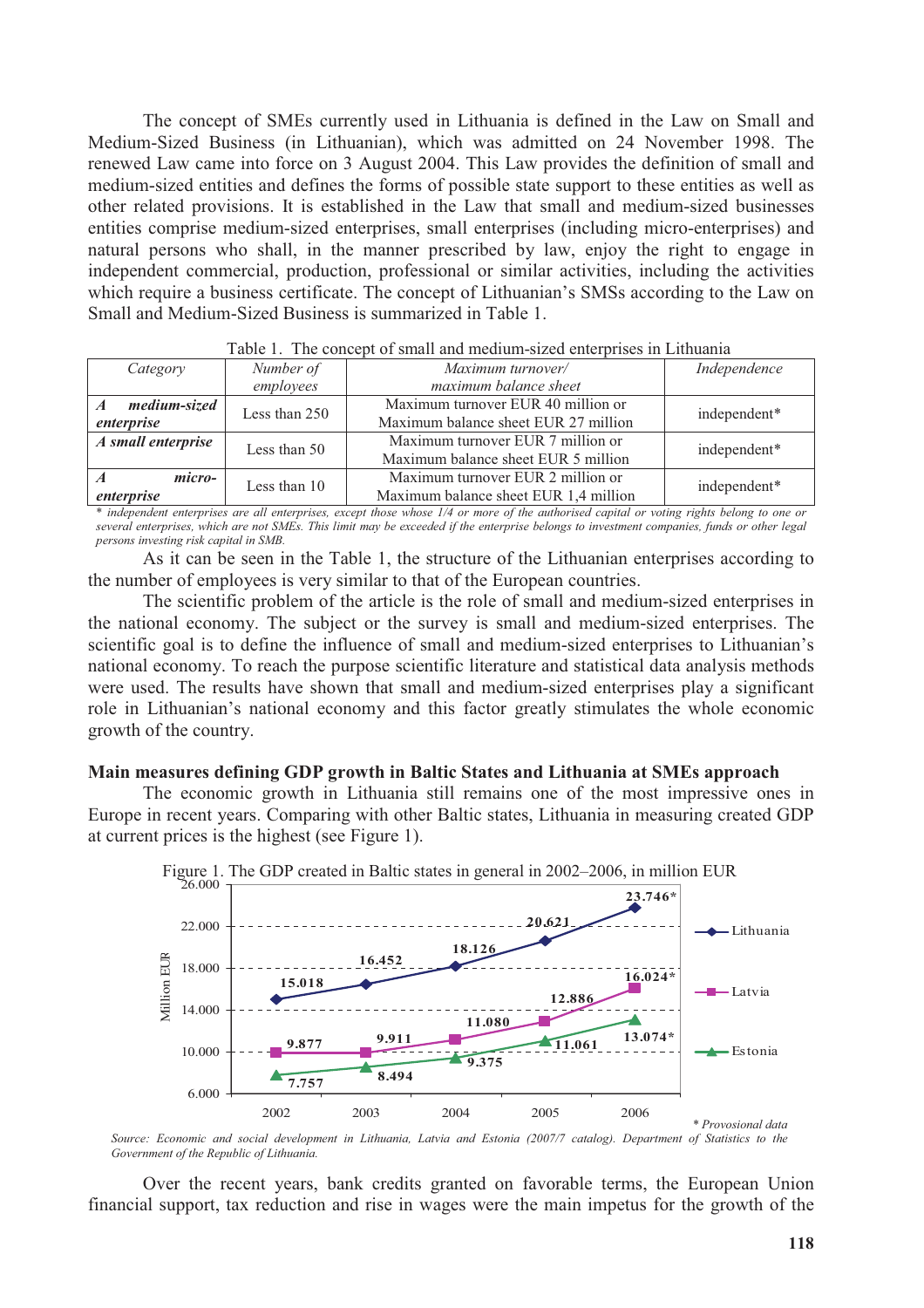The concept of SMEs currently used in Lithuania is defined in the Law on Small and Medium-Sized Business (in Lithuanian), which was admitted on 24 November 1998. The renewed Law came into force on 3 August 2004. This Law provides the definition of small and medium-sized entities and defines the forms of possible state support to these entities as well as other related provisions. It is established in the Law that small and medium-sized businesses entities comprise medium-sized enterprises, small enterprises (including micro-enterprises) and natural persons who shall, in the manner prescribed by law, enjoy the right to engage in independent commercial, production, professional or similar activities, including the activities which require a business certificate. The concept of Lithuanian's SMSs according to the Law on Small and Medium-Sized Business is summarized in Table 1.

Table 1. The concept of small and medium-sized enterprises in Lithuania

| *Category* | *Number of employees* | *Maximum turnover/ maximum balance sheet* | *Independence* |
|---|---|---|---|
| ***A medium-sized enterprise*** | Less than 250 | Maximum turnover EUR 40 million or Maximum balance sheet EUR 27 million | independent* |
| ***A small enterprise*** | Less than 50 | Maximum turnover EUR 7 million or Maximum balance sheet EUR 5 million | independent* |
| ***A micro-enterprise*** | Less than 10 | Maximum turnover EUR 2 million or Maximum balance sheet EUR 1,4 million | independent* |

*\* independent enterprises are all enterprises, except those whose 1/4 or more of the authorised capital or voting rights belong to one or several enterprises, which are not SMEs. This limit may be exceeded if the enterprise belongs to investment companies, funds or other legal persons investing risk capital in SMB.*

As it can be seen in the Table 1, the structure of the Lithuanian enterprises according to the number of employees is very similar to that of the European countries.

The scientific problem of the article is the role of small and medium-sized enterprises in the national economy. The subject or the survey is small and medium-sized enterprises. The scientific goal is to define the influence of small and medium-sized enterprises to Lithuanian's national economy. To reach the purpose scientific literature and statistical data analysis methods were used. The results have shown that small and medium-sized enterprises play a significant role in Lithuanian's national economy and this factor greatly stimulates the whole economic growth of the country.

## Main measures defining GDP growth in Baltic States and Lithuania at SMEs approach

The economic growth in Lithuania still remains one of the most impressive ones in Europe in recent years. Comparing with other Baltic states, Lithuania in measuring created GDP at current prices is the highest (see Figure 1).

Figure 1. The GDP created in Baltic states in general in 2002–2006, in million EUR

| Year | Lithuania | Latvia | Estonia |
|---|---|---|---|
| 2002 | 15.018 | 9.877 | 7.757 |
| 2003 | 16.452 | 9.911 | 8.494 |
| 2004 | 18.126 | 11.080 | 9.375 |
| 2005 | 20.621 | 12.886 | 11.061 |
| 2006 | 23.746* | 16.024* | 13.074* |

*\* Provisional data*

*Source: Economic and social development in Lithuania, Latvia and Estonia (2007/7 catalog). Department of Statistics to the Government of the Republic of Lithuania.*

Over the recent years, bank credits granted on favorable terms, the European Union financial support, tax reduction and rise in wages were the main impetus for the growth of the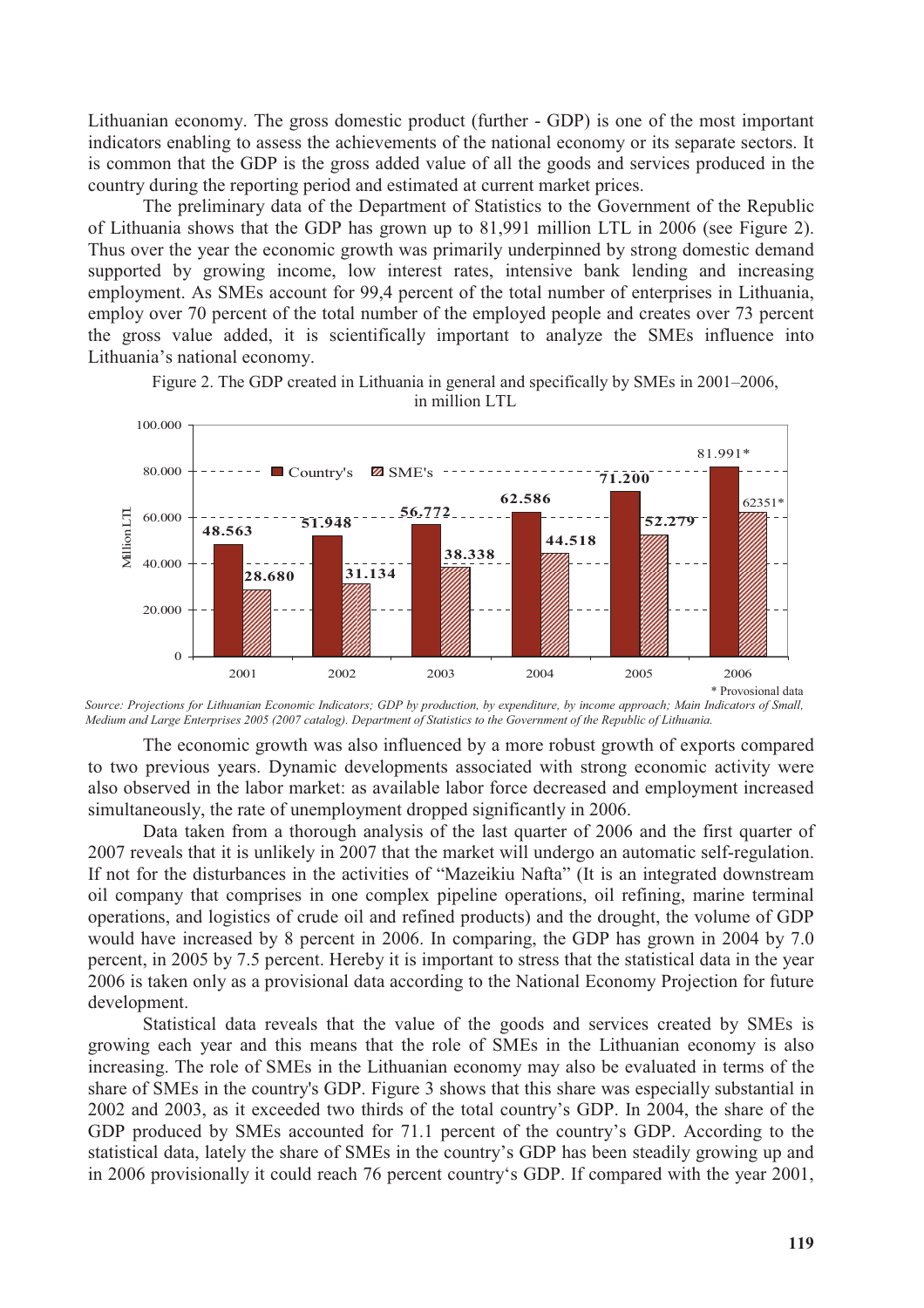Lithuanian economy. The gross domestic product (further - GDP) is one of the most important indicators enabling to assess the achievements of the national economy or its separate sectors. It is common that the GDP is the gross added value of all the goods and services produced in the country during the reporting period and estimated at current market prices.

The preliminary data of the Department of Statistics to the Government of the Republic of Lithuania shows that the GDP has grown up to 81,991 million LTL in 2006 (see Figure 2). Thus over the year the economic growth was primarily underpinned by strong domestic demand supported by growing income, low interest rates, intensive bank lending and increasing employment. As SMEs account for 99,4 percent of the total number of enterprises in Lithuania, employ over 70 percent of the total number of the employed people and creates over 73 percent the gross value added, it is scientifically important to analyze the SMEs influence into Lithuania's national economy.

Figure 2. The GDP created in Lithuania in general and specifically by SMEs in 2001–2006, in million LTL

| Year | Country's | SME's |
|---|---|---|
| 2001 | 48.563 | 28.680 |
| 2002 | 51.948 | 31.134 |
| 2003 | 56.772 | 38.338 |
| 2004 | 62.586 | 44.518 |
| 2005 | 71.200 | 52.279 |
| 2006 | 81.991* | 62351* |

\* Provosional data

*Source: Projections for Lithuanian Economic Indicators; GDP by production, by expenditure, by income approach; Main Indicators of Small, Medium and Large Enterprises 2005 (2007 catalog). Department of Statistics to the Government of the Republic of Lithuania.*

The economic growth was also influenced by a more robust growth of exports compared to two previous years. Dynamic developments associated with strong economic activity were also observed in the labor market: as available labor force decreased and employment increased simultaneously, the rate of unemployment dropped significantly in 2006.

Data taken from a thorough analysis of the last quarter of 2006 and the first quarter of 2007 reveals that it is unlikely in 2007 that the market will undergo an automatic self-regulation. If not for the disturbances in the activities of "Mazeikiu Nafta" (It is an integrated downstream oil company that comprises in one complex pipeline operations, oil refining, marine terminal operations, and logistics of crude oil and refined products) and the drought, the volume of GDP would have increased by 8 percent in 2006. In comparing, the GDP has grown in 2004 by 7.0 percent, in 2005 by 7.5 percent. Hereby it is important to stress that the statistical data in the year 2006 is taken only as a provisional data according to the National Economy Projection for future development.

Statistical data reveals that the value of the goods and services created by SMEs is growing each year and this means that the role of SMEs in the Lithuanian economy is also increasing. The role of SMEs in the Lithuanian economy may also be evaluated in terms of the share of SMEs in the country's GDP. Figure 3 shows that this share was especially substantial in 2002 and 2003, as it exceeded two thirds of the total country's GDP. In 2004, the share of the GDP produced by SMEs accounted for 71.1 percent of the country's GDP. According to the statistical data, lately the share of SMEs in the country's GDP has been steadily growing up and in 2006 provisionally it could reach 76 percent country's GDP. If compared with the year 2001,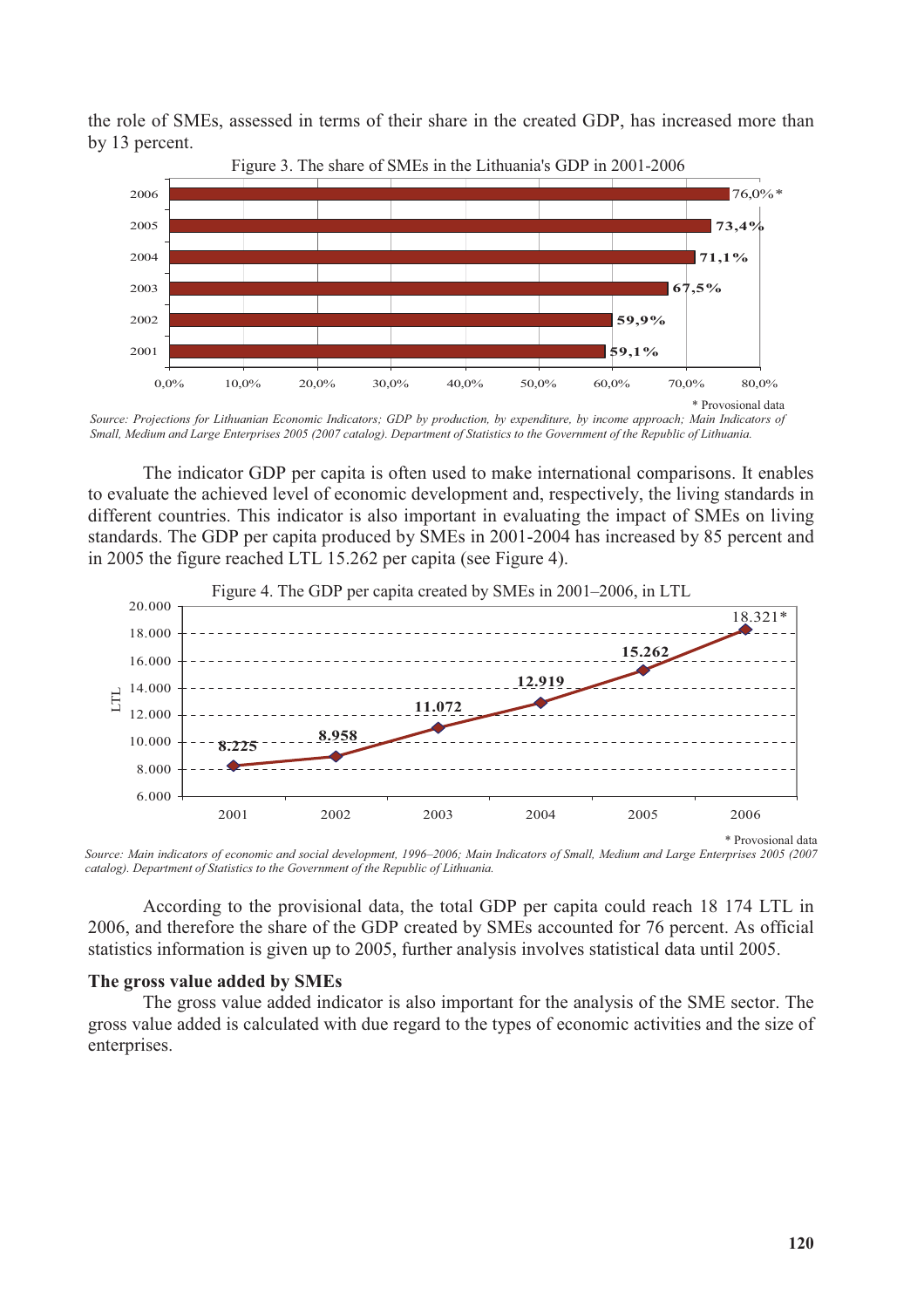the role of SMEs, assessed in terms of their share in the created GDP, has increased more than by 13 percent.

Figure 3. The share of SMEs in the Lithuania's GDP in 2001-2006

| Year | Share |
| --- | --- |
| 2006 | 76,0%* |
| 2005 | 73,4% |
| 2004 | 71,1% |
| 2003 | 67,5% |
| 2002 | 59,9% |
| 2001 | 59,1% |

\* Provisional data

*Source: Projections for Lithuanian Economic Indicators; GDP by production, by expenditure, by income approach; Main Indicators of Small, Medium and Large Enterprises 2005 (2007 catalog). Department of Statistics to the Government of the Republic of Lithuania.*

The indicator GDP per capita is often used to make international comparisons. It enables to evaluate the achieved level of economic development and, respectively, the living standards in different countries. This indicator is also important in evaluating the impact of SMEs on living standards. The GDP per capita produced by SMEs in 2001-2004 has increased by 85 percent and in 2005 the figure reached LTL 15.262 per capita (see Figure 4).

Figure 4. The GDP per capita created by SMEs in 2001–2006, in LTL

| Year | LTL |
| --- | --- |
| 2001 | 8.225 |
| 2002 | 8.958 |
| 2003 | 11.072 |
| 2004 | 12.919 |
| 2005 | 15.262 |
| 2006 | 18.321* |

\* Provisional data

*Source: Main indicators of economic and social development, 1996–2006; Main Indicators of Small, Medium and Large Enterprises 2005 (2007 catalog). Department of Statistics to the Government of the Republic of Lithuania.*

According to the provisional data, the total GDP per capita could reach 18 174 LTL in 2006, and therefore the share of the GDP created by SMEs accounted for 76 percent. As official statistics information is given up to 2005, further analysis involves statistical data until 2005.

**The gross value added by SMEs**

The gross value added indicator is also important for the analysis of the SME sector. The gross value added is calculated with due regard to the types of economic activities and the size of enterprises.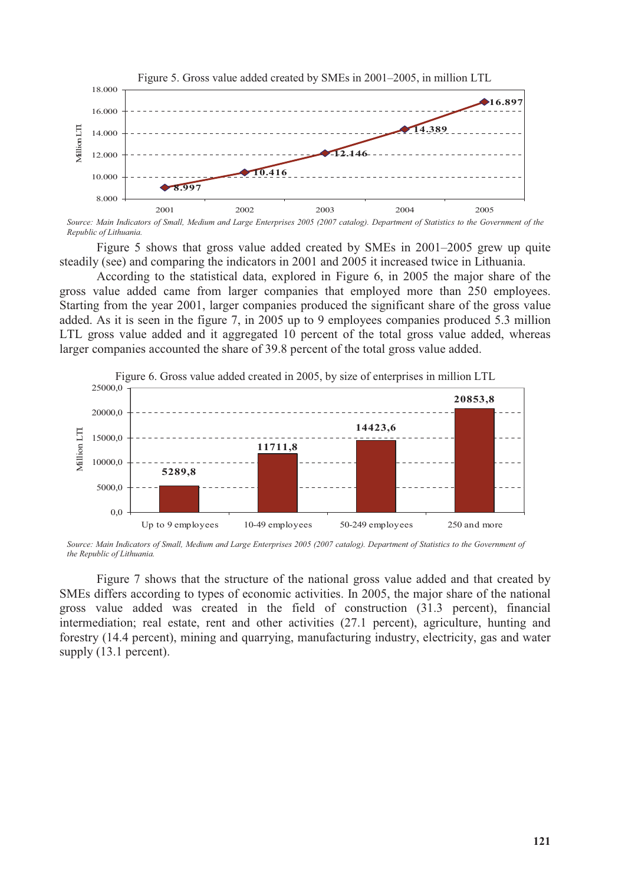Figure 5. Gross value added created by SMEs in 2001–2005, in million LTL

| Year | Million LTL |
|---|---|
| 2001 | 8.997 |
| 2002 | 10.416 |
| 2003 | 12.146 |
| 2004 | 14.389 |
| 2005 | 16.897 |

*Source: Main Indicators of Small, Medium and Large Enterprises 2005 (2007 catalog). Department of Statistics to the Government of the Republic of Lithuania.*

Figure 5 shows that gross value added created by SMEs in 2001–2005 grew up quite steadily (see) and comparing the indicators in 2001 and 2005 it increased twice in Lithuania.

According to the statistical data, explored in Figure 6, in 2005 the major share of the gross value added came from larger companies that employed more than 250 employees. Starting from the year 2001, larger companies produced the significant share of the gross value added. As it is seen in the figure 7, in 2005 up to 9 employees companies produced 5.3 million LTL gross value added and it aggregated 10 percent of the total gross value added, whereas larger companies accounted the share of 39.8 percent of the total gross value added.

Figure 6. Gross value added created in 2005, by size of enterprises in million LTL

| Size of enterprise | Million LTL |
|---|---|
| Up to 9 employees | 5289,8 |
| 10-49 employees | 11711,8 |
| 50-249 employees | 14423,6 |
| 250 and more | 20853,8 |

*Source: Main Indicators of Small, Medium and Large Enterprises 2005 (2007 catalog). Department of Statistics to the Government of the Republic of Lithuania.*

Figure 7 shows that the structure of the national gross value added and that created by SMEs differs according to types of economic activities. In 2005, the major share of the national gross value added was created in the field of construction (31.3 percent), financial intermediation; real estate, rent and other activities (27.1 percent), agriculture, hunting and forestry (14.4 percent), mining and quarrying, manufacturing industry, electricity, gas and water supply (13.1 percent).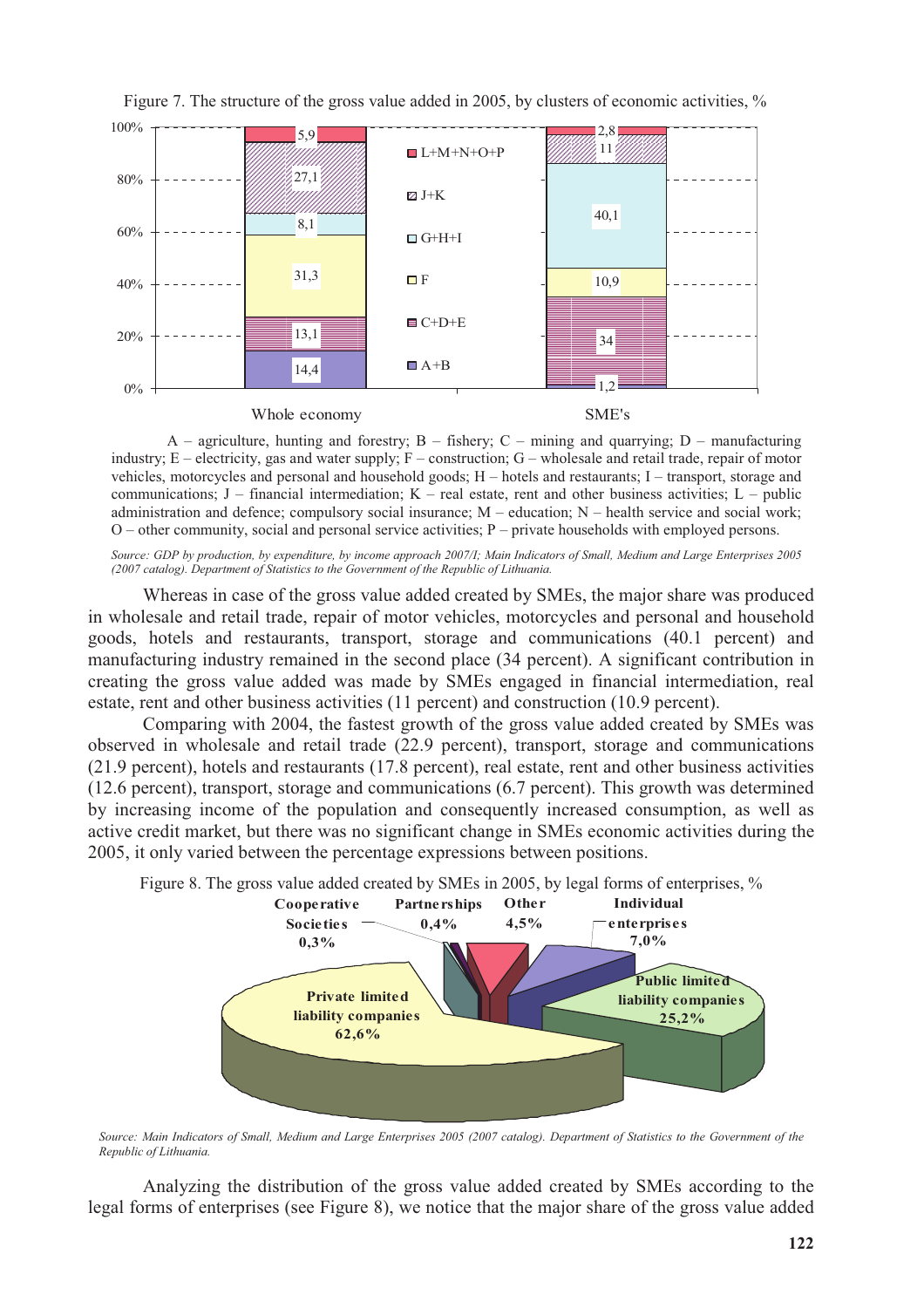Figure 7. The structure of the gross value added in 2005, by clusters of economic activities, %

| | Whole economy | SME's |
|---|---|---|
| L+M+N+O+P | 5,9 | 2,8 |
| J+K | 27,1 | 11 |
| G+H+I | 8,1 | 40,1 |
| F | 31,3 | 10,9 |
| C+D+E | 13,1 | 34 |
| A+B | 14,4 | 1,2 |

A – agriculture, hunting and forestry; B – fishery; C – mining and quarrying; D – manufacturing industry; E – electricity, gas and water supply; F – construction; G – wholesale and retail trade, repair of motor vehicles, motorcycles and personal and household goods; H – hotels and restaurants; I – transport, storage and communications; J – financial intermediation; K – real estate, rent and other business activities; L – public administration and defence; compulsory social insurance; M – education; N – health service and social work; O – other community, social and personal service activities; P – private households with employed persons.

*Source: GDP by production, by expenditure, by income approach 2007/I; Main Indicators of Small, Medium and Large Enterprises 2005 (2007 catalog). Department of Statistics to the Government of the Republic of Lithuania.*

Whereas in case of the gross value added created by SMEs, the major share was produced in wholesale and retail trade, repair of motor vehicles, motorcycles and personal and household goods, hotels and restaurants, transport, storage and communications (40.1 percent) and manufacturing industry remained in the second place (34 percent). A significant contribution in creating the gross value added was made by SMEs engaged in financial intermediation, real estate, rent and other business activities (11 percent) and construction (10.9 percent).

Comparing with 2004, the fastest growth of the gross value added created by SMEs was observed in wholesale and retail trade (22.9 percent), transport, storage and communications (21.9 percent), hotels and restaurants (17.8 percent), real estate, rent and other business activities (12.6 percent), transport, storage and communications (6.7 percent). This growth was determined by increasing income of the population and consequently increased consumption, as well as active credit market, but there was no significant change in SMEs economic activities during the 2005, it only varied between the percentage expressions between positions.

Figure 8. The gross value added created by SMEs in 2005, by legal forms of enterprises, %

| Legal form | % |
|---|---|
| Private limited liability companies | 62,6% |
| Public limited liability companies | 25,2% |
| Individual enterprises | 7,0% |
| Other | 4,5% |
| Partnerships | 0,4% |
| Cooperative Societies | 0,3% |

*Source: Main Indicators of Small, Medium and Large Enterprises 2005 (2007 catalog). Department of Statistics to the Government of the Republic of Lithuania.*

Analyzing the distribution of the gross value added created by SMEs according to the legal forms of enterprises (see Figure 8), we notice that the major share of the gross value added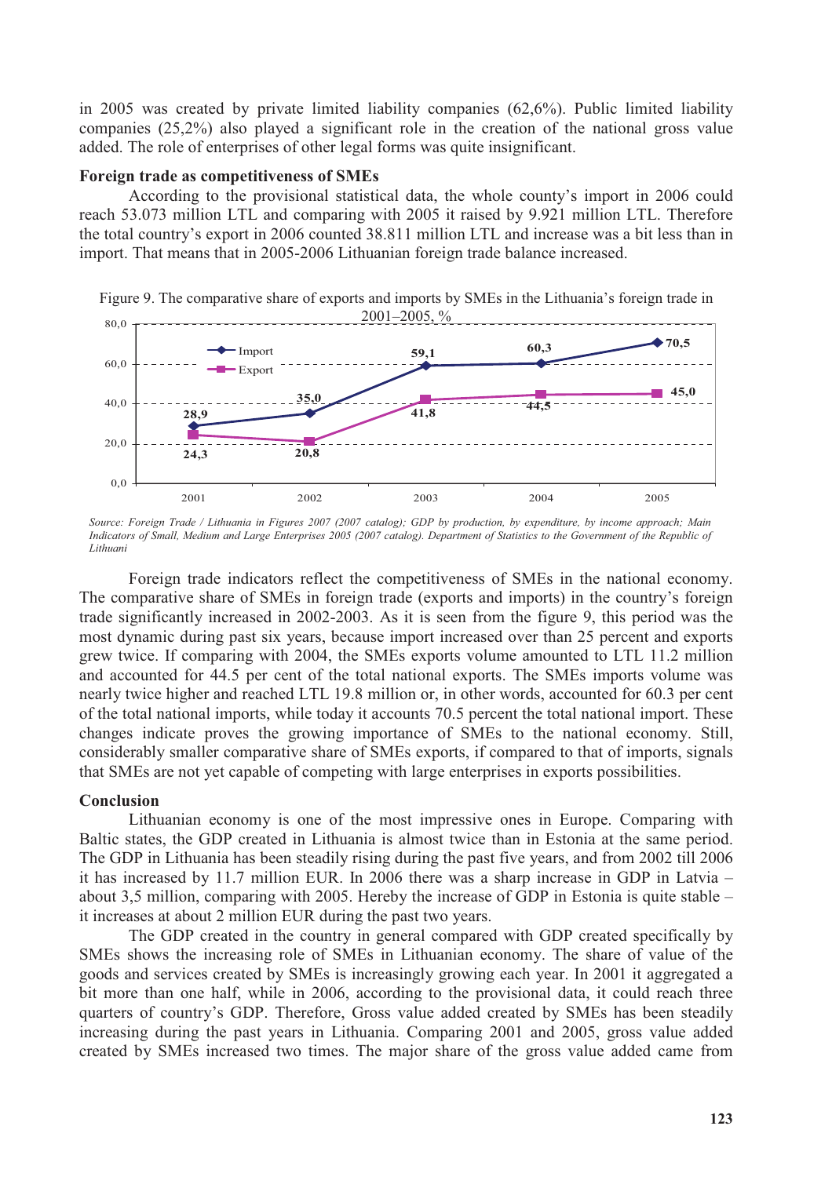in 2005 was created by private limited liability companies (62,6%). Public limited liability companies (25,2%) also played a significant role in the creation of the national gross value added. The role of enterprises of other legal forms was quite insignificant.

**Foreign trade as competitiveness of SMEs**

According to the provisional statistical data, the whole county's import in 2006 could reach 53.073 million LTL and comparing with 2005 it raised by 9.921 million LTL. Therefore the total country's export in 2006 counted 38.811 million LTL and increase was a bit less than in import. That means that in 2005-2006 Lithuanian foreign trade balance increased.

Figure 9. The comparative share of exports and imports by SMEs in the Lithuania's foreign trade in 2001–2005, %

| | 2001 | 2002 | 2003 | 2004 | 2005 |
|---|---|---|---|---|---|
| Import | 28,9 | 35,0 | 59,1 | 60,3 | 70,5 |
| Export | 24,3 | 20,8 | 41,8 | 44,5 | 45,0 |

*Source: Foreign Trade / Lithuania in Figures 2007 (2007 catalog); GDP by production, by expenditure, by income approach; Main Indicators of Small, Medium and Large Enterprises 2005 (2007 catalog). Department of Statistics to the Government of the Republic of Lithuani*

Foreign trade indicators reflect the competitiveness of SMEs in the national economy. The comparative share of SMEs in foreign trade (exports and imports) in the country's foreign trade significantly increased in 2002-2003. As it is seen from the figure 9, this period was the most dynamic during past six years, because import increased over than 25 percent and exports grew twice. If comparing with 2004, the SMEs exports volume amounted to LTL 11.2 million and accounted for 44.5 per cent of the total national exports. The SMEs imports volume was nearly twice higher and reached LTL 19.8 million or, in other words, accounted for 60.3 per cent of the total national imports, while today it accounts 70.5 percent the total national import. These changes indicate proves the growing importance of SMEs to the national economy. Still, considerably smaller comparative share of SMEs exports, if compared to that of imports, signals that SMEs are not yet capable of competing with large enterprises in exports possibilities.

**Conclusion**

Lithuanian economy is one of the most impressive ones in Europe. Comparing with Baltic states, the GDP created in Lithuania is almost twice than in Estonia at the same period. The GDP in Lithuania has been steadily rising during the past five years, and from 2002 till 2006 it has increased by 11.7 million EUR. In 2006 there was a sharp increase in GDP in Latvia – about 3,5 million, comparing with 2005. Hereby the increase of GDP in Estonia is quite stable – it increases at about 2 million EUR during the past two years.

The GDP created in the country in general compared with GDP created specifically by SMEs shows the increasing role of SMEs in Lithuanian economy. The share of value of the goods and services created by SMEs is increasingly growing each year. In 2001 it aggregated a bit more than one half, while in 2006, according to the provisional data, it could reach three quarters of country's GDP. Therefore, Gross value added created by SMEs has been steadily increasing during the past years in Lithuania. Comparing 2001 and 2005, gross value added created by SMEs increased two times. The major share of the gross value added came from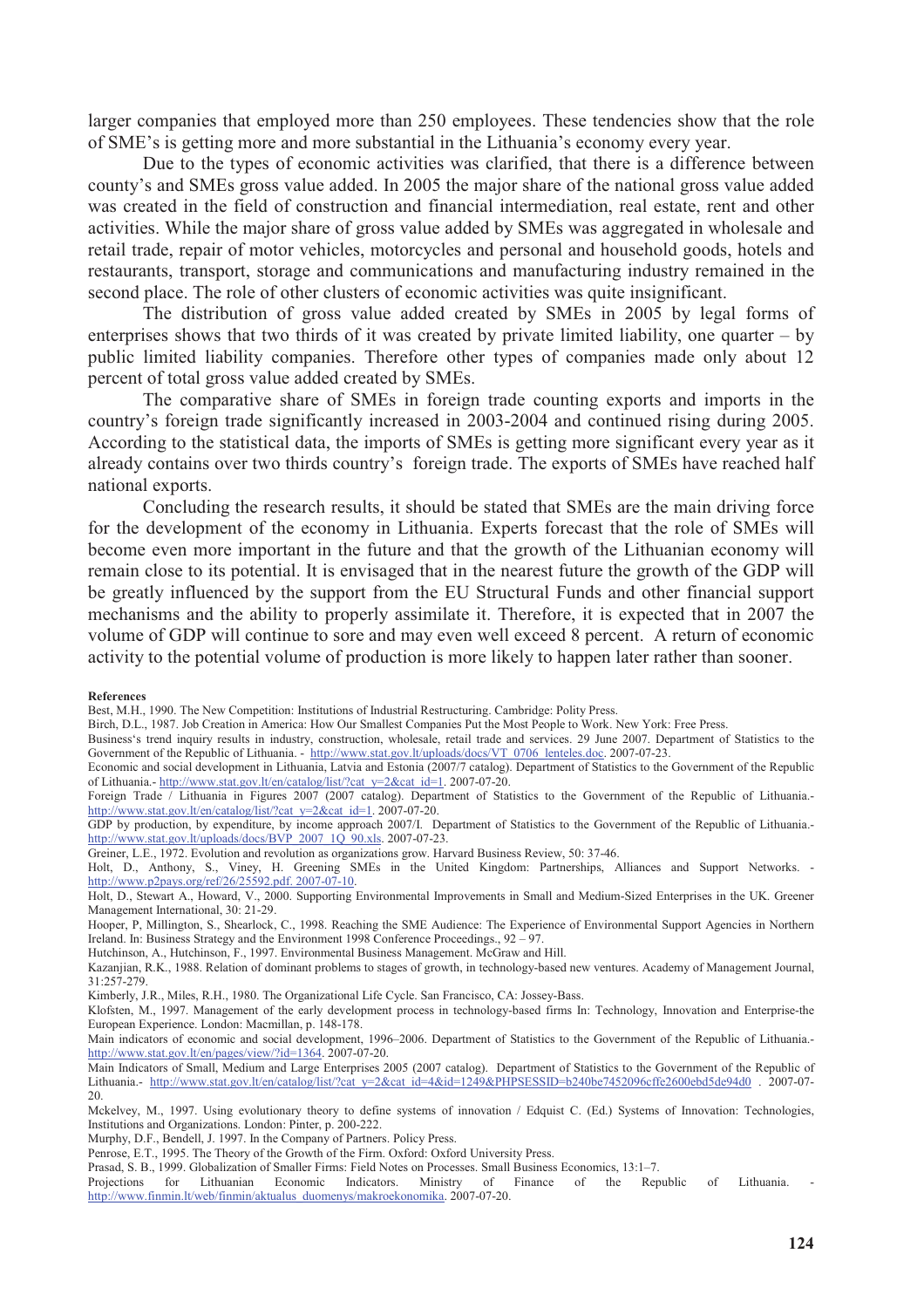larger companies that employed more than 250 employees. These tendencies show that the role of SME's is getting more and more substantial in the Lithuania's economy every year.

Due to the types of economic activities was clarified, that there is a difference between county's and SMEs gross value added. In 2005 the major share of the national gross value added was created in the field of construction and financial intermediation, real estate, rent and other activities. While the major share of gross value added by SMEs was aggregated in wholesale and retail trade, repair of motor vehicles, motorcycles and personal and household goods, hotels and restaurants, transport, storage and communications and manufacturing industry remained in the second place. The role of other clusters of economic activities was quite insignificant.

The distribution of gross value added created by SMEs in 2005 by legal forms of enterprises shows that two thirds of it was created by private limited liability, one quarter – by public limited liability companies. Therefore other types of companies made only about 12 percent of total gross value added created by SMEs.

The comparative share of SMEs in foreign trade counting exports and imports in the country's foreign trade significantly increased in 2003-2004 and continued rising during 2005. According to the statistical data, the imports of SMEs is getting more significant every year as it already contains over two thirds country's foreign trade. The exports of SMEs have reached half national exports.

Concluding the research results, it should be stated that SMEs are the main driving force for the development of the economy in Lithuania. Experts forecast that the role of SMEs will become even more important in the future and that the growth of the Lithuanian economy will remain close to its potential. It is envisaged that in the nearest future the growth of the GDP will be greatly influenced by the support from the EU Structural Funds and other financial support mechanisms and the ability to properly assimilate it. Therefore, it is expected that in 2007 the volume of GDP will continue to sore and may even well exceed 8 percent. A return of economic activity to the potential volume of production is more likely to happen later rather than sooner.

**References**

Best, M.H., 1990. The New Competition: Institutions of Industrial Restructuring. Cambridge: Polity Press.

Birch, D.L., 1987. Job Creation in America: How Our Smallest Companies Put the Most People to Work. New York: Free Press.

Business's trend inquiry results in industry, construction, wholesale, retail trade and services. 29 June 2007. Department of Statistics to the Government of the Republic of Lithuania. - http://www.stat.gov.lt/uploads/docs/VT_0706_lenteles.doc. 2007-07-23.

Economic and social development in Lithuania, Latvia and Estonia (2007/7 catalog). Department of Statistics to the Government of the Republic of Lithuania.- http://www.stat.gov.lt/en/catalog/list/?cat_y=2&cat_id=1. 2007-07-20.

Foreign Trade / Lithuania in Figures 2007 (2007 catalog). Department of Statistics to the Government of the Republic of Lithuania.- http://www.stat.gov.lt/en/catalog/list/?cat_y=2&cat_id=1. 2007-07-20.

GDP by production, by expenditure, by income approach 2007/I. Department of Statistics to the Government of the Republic of Lithuania.- http://www.stat.gov.lt/uploads/docs/BVP_2007_1Q_90.xls. 2007-07-23.

Greiner, L.E., 1972. Evolution and revolution as organizations grow. Harvard Business Review, 50: 37-46.

Holt, D., Anthony, S., Viney, H. Greening SMEs in the United Kingdom: Partnerships, Alliances and Support Networks. - http://www.p2pays.org/ref/26/25592.pdf. 2007-07-10.

Holt, D., Stewart A., Howard, V., 2000. Supporting Environmental Improvements in Small and Medium-Sized Enterprises in the UK. Greener Management International, 30: 21-29.

Hooper, P, Millington, S., Shearlock, C., 1998. Reaching the SME Audience: The Experience of Environmental Support Agencies in Northern Ireland. In: Business Strategy and the Environment 1998 Conference Proceedings., 92 – 97.

Hutchinson, A., Hutchinson, F., 1997. Environmental Business Management. McGraw and Hill.

Kazanjian, R.K., 1988. Relation of dominant problems to stages of growth, in technology-based new ventures. Academy of Management Journal, 31:257-279.

Kimberly, J.R., Miles, R.H., 1980. The Organizational Life Cycle. San Francisco, CA: Jossey-Bass.

Klofsten, M., 1997. Management of the early development process in technology-based firms In: Technology, Innovation and Enterprise-the European Experience. London: Macmillan, p. 148-178.

Main indicators of economic and social development, 1996–2006. Department of Statistics to the Government of the Republic of Lithuania.- http://www.stat.gov.lt/en/pages/view/?id=1364. 2007-07-20.

Main Indicators of Small, Medium and Large Enterprises 2005 (2007 catalog). Department of Statistics to the Government of the Republic of Lithuania.- http://www.stat.gov.lt/en/catalog/list/?cat_y=2&cat_id=4&id=1249&PHPSESSID=b240be7452096cffe2600ebd5de94d0 . 2007-07-20.

Mckelvey, M., 1997. Using evolutionary theory to define systems of innovation / Edquist C. (Ed.) Systems of Innovation: Technologies, Institutions and Organizations. London: Pinter, p. 200-222.

Murphy, D.F., Bendell, J. 1997. In the Company of Partners. Policy Press.

Penrose, E.T., 1995. The Theory of the Growth of the Firm. Oxford: Oxford University Press.

Prasad, S. B., 1999. Globalization of Smaller Firms: Field Notes on Processes. Small Business Economics, 13:1–7.

Projections for Lithuanian Economic Indicators. Ministry of Finance of the Republic of Lithuania. - http://www.finmin.lt/web/finmin/aktualus_duomenys/makroekonomika. 2007-07-20.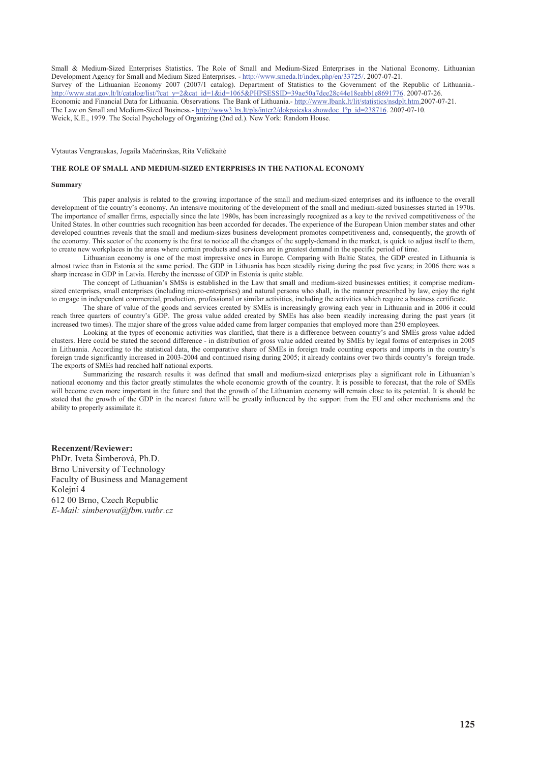Small & Medium-Sized Enterprises Statistics. The Role of Small and Medium-Sized Enterprises in the National Economy. Lithuanian Development Agency for Small and Medium Sized Enterprises. - http://www.smeda.lt/index.php/en/33725/. 2007-07-21.

Survey of the Lithuanian Economy 2007 (2007/1 catalog). Department of Statistics to the Government of the Republic of Lithuania.- http://www.stat.gov.lt/lt/catalog/list/?cat_y=2&cat_id=1&id=1065&PHPSESSID=39ae50a7dee28c44e18eabb1e8691776. 2007-07-26.

Economic and Financial Data for Lithuania. Observations. The Bank of Lithuania.- http://www.lbank.lt/lit/statistics/nsdplt.htm.2007-07-21.

The Law on Small and Medium-Sized Business.- http://www3.lrs.lt/pls/inter2/dokpaieska.showdoc_l?p_id=238716. 2007-07-10.

Weick, K.E., 1979. The Social Psychology of Organizing (2nd ed.). New York: Random House.

Vytautas Vengrauskas, Jogaila Mačerinskas, Rita Veličkaitė

**THE ROLE OF SMALL AND MEDIUM-SIZED ENTERPRISES IN THE NATIONAL ECONOMY**

**Summary**

This paper analysis is related to the growing importance of the small and medium-sized enterprises and its influence to the overall development of the country's economy. An intensive monitoring of the development of the small and medium-sized businesses started in 1970s. The importance of smaller firms, especially since the late 1980s, has been increasingly recognized as a key to the revived competitiveness of the United States. In other countries such recognition has been accorded for decades. The experience of the European Union member states and other developed countries reveals that the small and medium-sizes business development promotes competitiveness and, consequently, the growth of the economy. This sector of the economy is the first to notice all the changes of the supply-demand in the market, is quick to adjust itself to them, to create new workplaces in the areas where certain products and services are in greatest demand in the specific period of time.

Lithuanian economy is one of the most impressive ones in Europe. Comparing with Baltic States, the GDP created in Lithuania is almost twice than in Estonia at the same period. The GDP in Lithuania has been steadily rising during the past five years; in 2006 there was a sharp increase in GDP in Latvia. Hereby the increase of GDP in Estonia is quite stable.

The concept of Lithuanian's SMSs is established in the Law that small and medium-sized businesses entities; it comprise medium-sized enterprises, small enterprises (including micro-enterprises) and natural persons who shall, in the manner prescribed by law, enjoy the right to engage in independent commercial, production, professional or similar activities, including the activities which require a business certificate.

The share of value of the goods and services created by SMEs is increasingly growing each year in Lithuania and in 2006 it could reach three quarters of country's GDP. The gross value added created by SMEs has also been steadily increasing during the past years (it increased two times). The major share of the gross value added came from larger companies that employed more than 250 employees.

Looking at the types of economic activities was clarified, that there is a difference between country's and SMEs gross value added clusters. Here could be stated the second difference - in distribution of gross value added created by SMEs by legal forms of enterprises in 2005 in Lithuania. According to the statistical data, the comparative share of SMEs in foreign trade counting exports and imports in the country's foreign trade significantly increased in 2003-2004 and continued rising during 2005; it already contains over two thirds country's foreign trade. The exports of SMEs had reached half national exports.

Summarizing the research results it was defined that small and medium-sized enterprises play a significant role in Lithuanian's national economy and this factor greatly stimulates the whole economic growth of the country. It is possible to forecast, that the role of SMEs will become even more important in the future and that the growth of the Lithuanian economy will remain close to its potential. It is should be stated that the growth of the GDP in the nearest future will be greatly influenced by the support from the EU and other mechanisms and the ability to properly assimilate it.

**Recenzent/Reviewer:**

PhDr. Iveta Šimberová, Ph.D.
Brno University of Technology
Faculty of Business and Management
Kolejní 4
612 00 Brno, Czech Republic
*E-Mail: simberova@fbm.vutbr.cz*